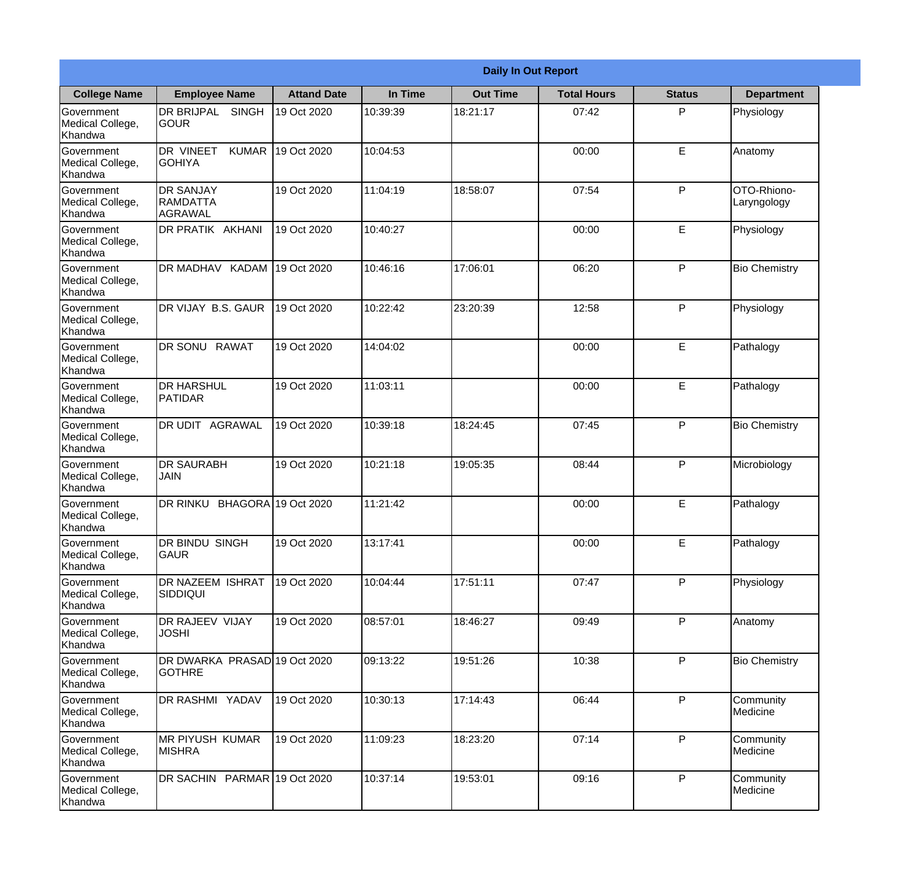## Daily In Out Report

| College Name | Employee Name | Attand Date | In Time | Out Time | Total Hours | Status | Department |
|---|---|---|---|---|---|---|---|
| Government Medical College, Khandwa | DR BRIJPAL SINGH GOUR | 19 Oct 2020 | 10:39:39 | 18:21:17 | 07:42 | P | Physiology |
| Government Medical College, Khandwa | DR VINEET KUMAR GOHIYA | 19 Oct 2020 | 10:04:53 | | 00:00 | E | Anatomy |
| Government Medical College, Khandwa | DR SANJAY RAMDATTA AGRAWAL | 19 Oct 2020 | 11:04:19 | 18:58:07 | 07:54 | P | OTO-Rhiono-Laryngology |
| Government Medical College, Khandwa | DR PRATIK AKHANI | 19 Oct 2020 | 10:40:27 | | 00:00 | E | Physiology |
| Government Medical College, Khandwa | DR MADHAV KADAM | 19 Oct 2020 | 10:46:16 | 17:06:01 | 06:20 | P | Bio Chemistry |
| Government Medical College, Khandwa | DR VIJAY B.S. GAUR | 19 Oct 2020 | 10:22:42 | 23:20:39 | 12:58 | P | Physiology |
| Government Medical College, Khandwa | DR SONU RAWAT | 19 Oct 2020 | 14:04:02 | | 00:00 | E | Pathalogy |
| Government Medical College, Khandwa | DR HARSHUL PATIDAR | 19 Oct 2020 | 11:03:11 | | 00:00 | E | Pathalogy |
| Government Medical College, Khandwa | DR UDIT AGRAWAL | 19 Oct 2020 | 10:39:18 | 18:24:45 | 07:45 | P | Bio Chemistry |
| Government Medical College, Khandwa | DR SAURABH JAIN | 19 Oct 2020 | 10:21:18 | 19:05:35 | 08:44 | P | Microbiology |
| Government Medical College, Khandwa | DR RINKU BHAGORA | 19 Oct 2020 | 11:21:42 | | 00:00 | E | Pathalogy |
| Government Medical College, Khandwa | DR BINDU SINGH GAUR | 19 Oct 2020 | 13:17:41 | | 00:00 | E | Pathalogy |
| Government Medical College, Khandwa | DR NAZEEM ISHRAT SIDDIQUI | 19 Oct 2020 | 10:04:44 | 17:51:11 | 07:47 | P | Physiology |
| Government Medical College, Khandwa | DR RAJEEV VIJAY JOSHI | 19 Oct 2020 | 08:57:01 | 18:46:27 | 09:49 | P | Anatomy |
| Government Medical College, Khandwa | DR DWARKA PRASAD GOTHRE | 19 Oct 2020 | 09:13:22 | 19:51:26 | 10:38 | P | Bio Chemistry |
| Government Medical College, Khandwa | DR RASHMI YADAV | 19 Oct 2020 | 10:30:13 | 17:14:43 | 06:44 | P | Community Medicine |
| Government Medical College, Khandwa | MR PIYUSH KUMAR MISHRA | 19 Oct 2020 | 11:09:23 | 18:23:20 | 07:14 | P | Community Medicine |
| Government Medical College, Khandwa | DR SACHIN PARMAR | 19 Oct 2020 | 10:37:14 | 19:53:01 | 09:16 | P | Community Medicine |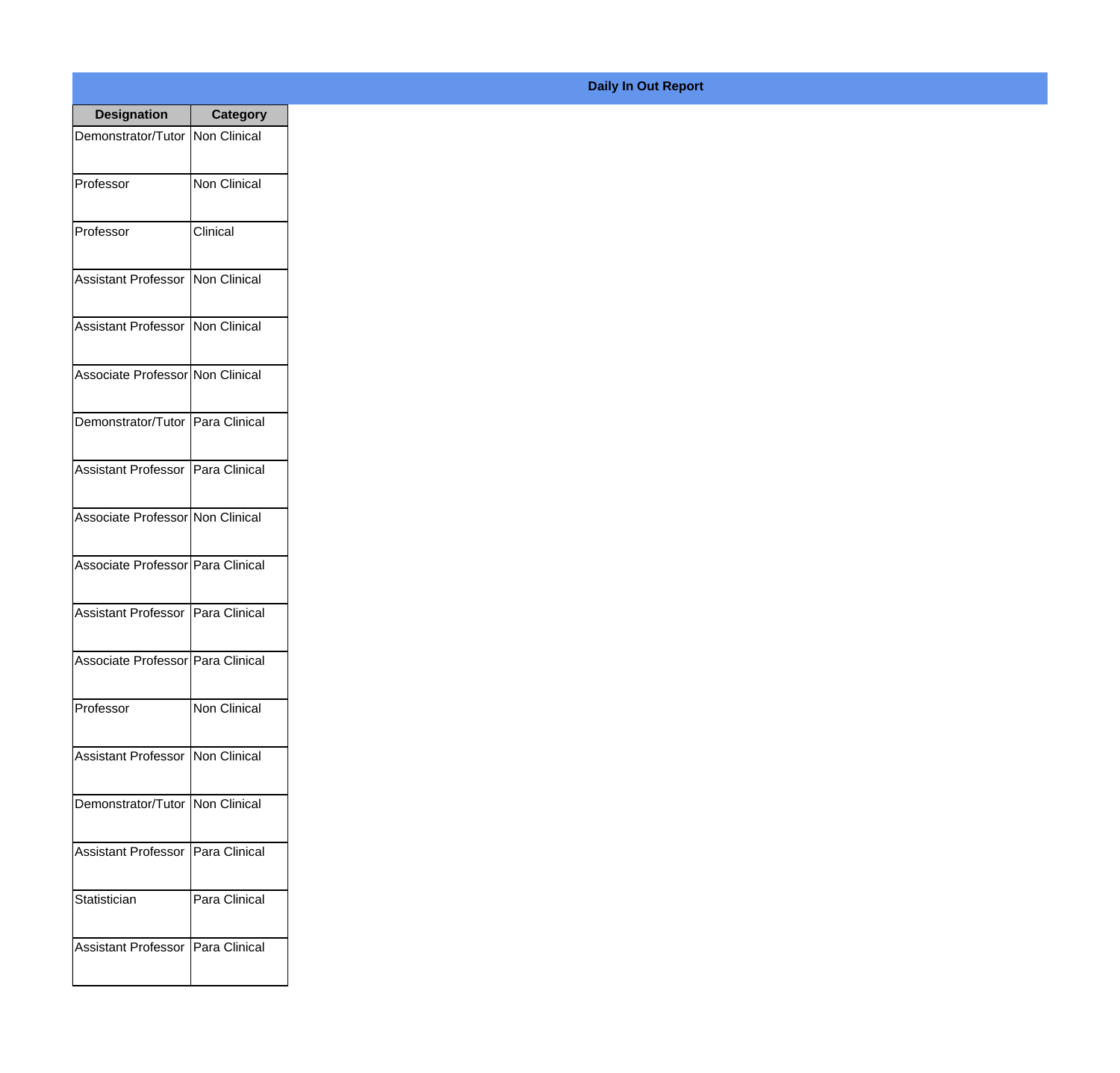**Daily In Out Report**

| Designation | Category |
|---|---|
| Demonstrator/Tutor | Non Clinical |
| Professor | Non Clinical |
| Professor | Clinical |
| Assistant Professor | Non Clinical |
| Assistant Professor | Non Clinical |
| Associate Professor | Non Clinical |
| Demonstrator/Tutor | Para Clinical |
| Assistant Professor | Para Clinical |
| Associate Professor | Non Clinical |
| Associate Professor | Para Clinical |
| Assistant Professor | Para Clinical |
| Associate Professor | Para Clinical |
| Professor | Non Clinical |
| Assistant Professor | Non Clinical |
| Demonstrator/Tutor | Non Clinical |
| Assistant Professor | Para Clinical |
| Statistician | Para Clinical |
| Assistant Professor | Para Clinical |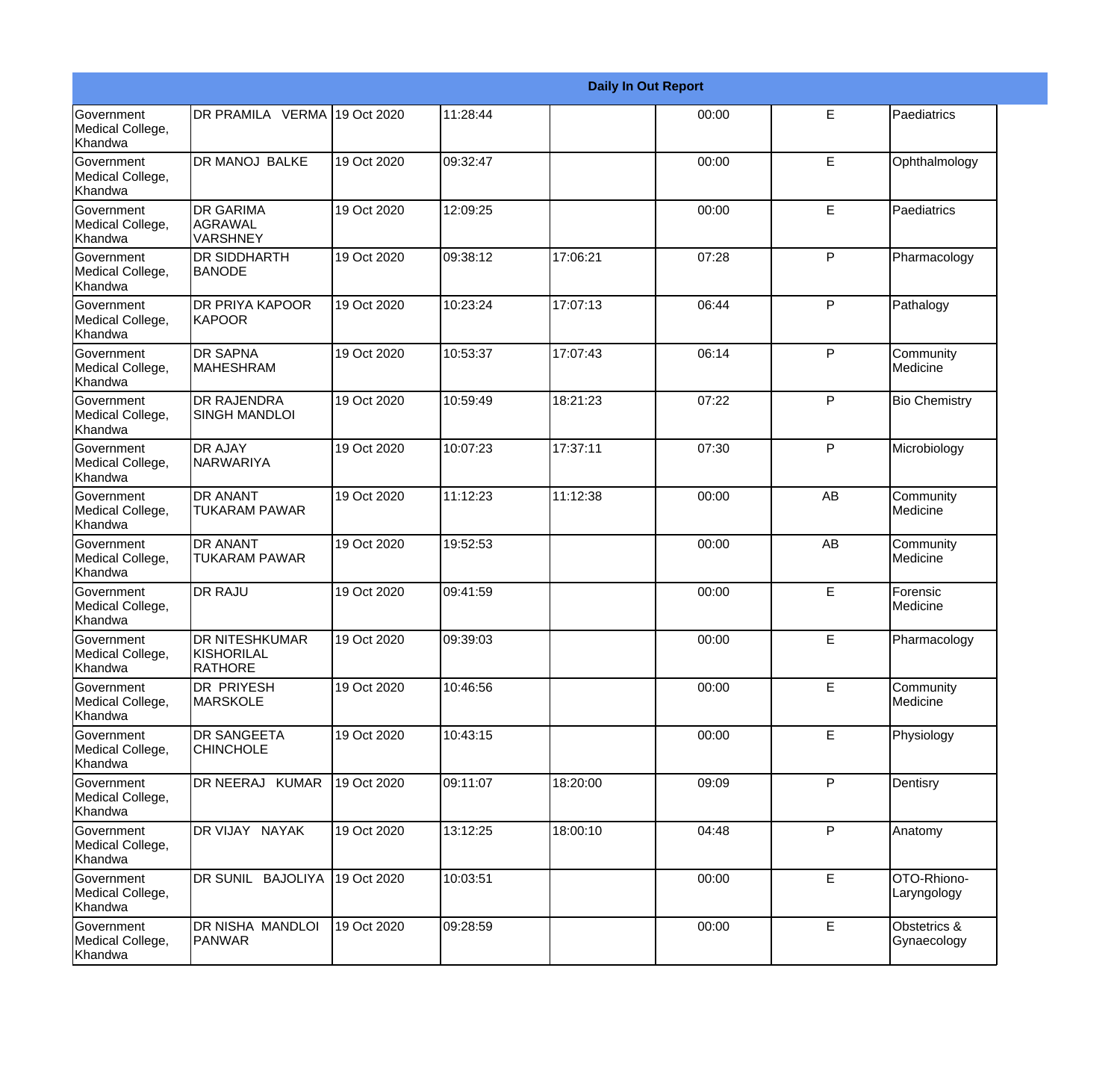| Daily In Out Report | | | | | | | |
|---|---|---|---|---|---|---|---|
| Government Medical College, Khandwa | DR PRAMILA VERMA | 19 Oct 2020 | 11:28:44 | | 00:00 | E | Paediatrics |
| Government Medical College, Khandwa | DR MANOJ BALKE | 19 Oct 2020 | 09:32:47 | | 00:00 | E | Ophthalmology |
| Government Medical College, Khandwa | DR GARIMA AGRAWAL VARSHNEY | 19 Oct 2020 | 12:09:25 | | 00:00 | E | Paediatrics |
| Government Medical College, Khandwa | DR SIDDHARTH BANODE | 19 Oct 2020 | 09:38:12 | 17:06:21 | 07:28 | P | Pharmacology |
| Government Medical College, Khandwa | DR PRIYA KAPOOR KAPOOR | 19 Oct 2020 | 10:23:24 | 17:07:13 | 06:44 | P | Pathalogy |
| Government Medical College, Khandwa | DR SAPNA MAHESHRAM | 19 Oct 2020 | 10:53:37 | 17:07:43 | 06:14 | P | Community Medicine |
| Government Medical College, Khandwa | DR RAJENDRA SINGH MANDLOI | 19 Oct 2020 | 10:59:49 | 18:21:23 | 07:22 | P | Bio Chemistry |
| Government Medical College, Khandwa | DR AJAY NARWARIYA | 19 Oct 2020 | 10:07:23 | 17:37:11 | 07:30 | P | Microbiology |
| Government Medical College, Khandwa | DR ANANT TUKARAM PAWAR | 19 Oct 2020 | 11:12:23 | 11:12:38 | 00:00 | AB | Community Medicine |
| Government Medical College, Khandwa | DR ANANT TUKARAM PAWAR | 19 Oct 2020 | 19:52:53 | | 00:00 | AB | Community Medicine |
| Government Medical College, Khandwa | DR RAJU | 19 Oct 2020 | 09:41:59 | | 00:00 | E | Forensic Medicine |
| Government Medical College, Khandwa | DR NITESHKUMAR KISHORILAL RATHORE | 19 Oct 2020 | 09:39:03 | | 00:00 | E | Pharmacology |
| Government Medical College, Khandwa | DR PRIYESH MARSKOLE | 19 Oct 2020 | 10:46:56 | | 00:00 | E | Community Medicine |
| Government Medical College, Khandwa | DR SANGEETA CHINCHOLE | 19 Oct 2020 | 10:43:15 | | 00:00 | E | Physiology |
| Government Medical College, Khandwa | DR NEERAJ KUMAR | 19 Oct 2020 | 09:11:07 | 18:20:00 | 09:09 | P | Dentisry |
| Government Medical College, Khandwa | DR VIJAY NAYAK | 19 Oct 2020 | 13:12:25 | 18:00:10 | 04:48 | P | Anatomy |
| Government Medical College, Khandwa | DR SUNIL BAJOLIYA | 19 Oct 2020 | 10:03:51 | | 00:00 | E | OTO-Rhiono-Laryngology |
| Government Medical College, Khandwa | DR NISHA MANDLOI PANWAR | 19 Oct 2020 | 09:28:59 | | 00:00 | E | Obstetrics & Gynaecology |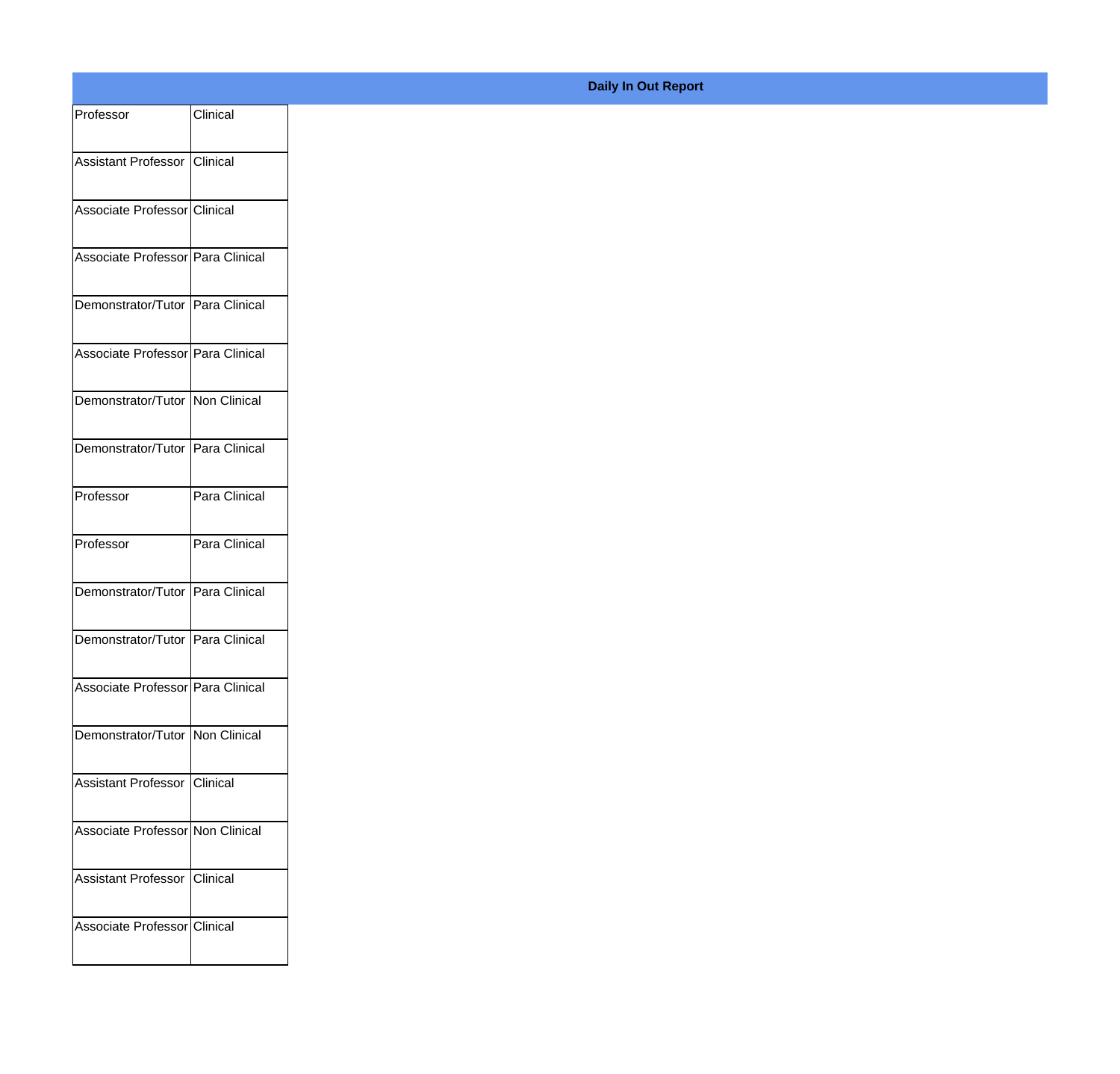**Daily In Out Report**

| | |
|---|---|
| Professor | Clinical |
| Assistant Professor | Clinical |
| Associate Professor | Clinical |
| Associate Professor | Para Clinical |
| Demonstrator/Tutor | Para Clinical |
| Associate Professor | Para Clinical |
| Demonstrator/Tutor | Non Clinical |
| Demonstrator/Tutor | Para Clinical |
| Professor | Para Clinical |
| Professor | Para Clinical |
| Demonstrator/Tutor | Para Clinical |
| Demonstrator/Tutor | Para Clinical |
| Associate Professor | Para Clinical |
| Demonstrator/Tutor | Non Clinical |
| Assistant Professor | Clinical |
| Associate Professor | Non Clinical |
| Assistant Professor | Clinical |
| Associate Professor | Clinical |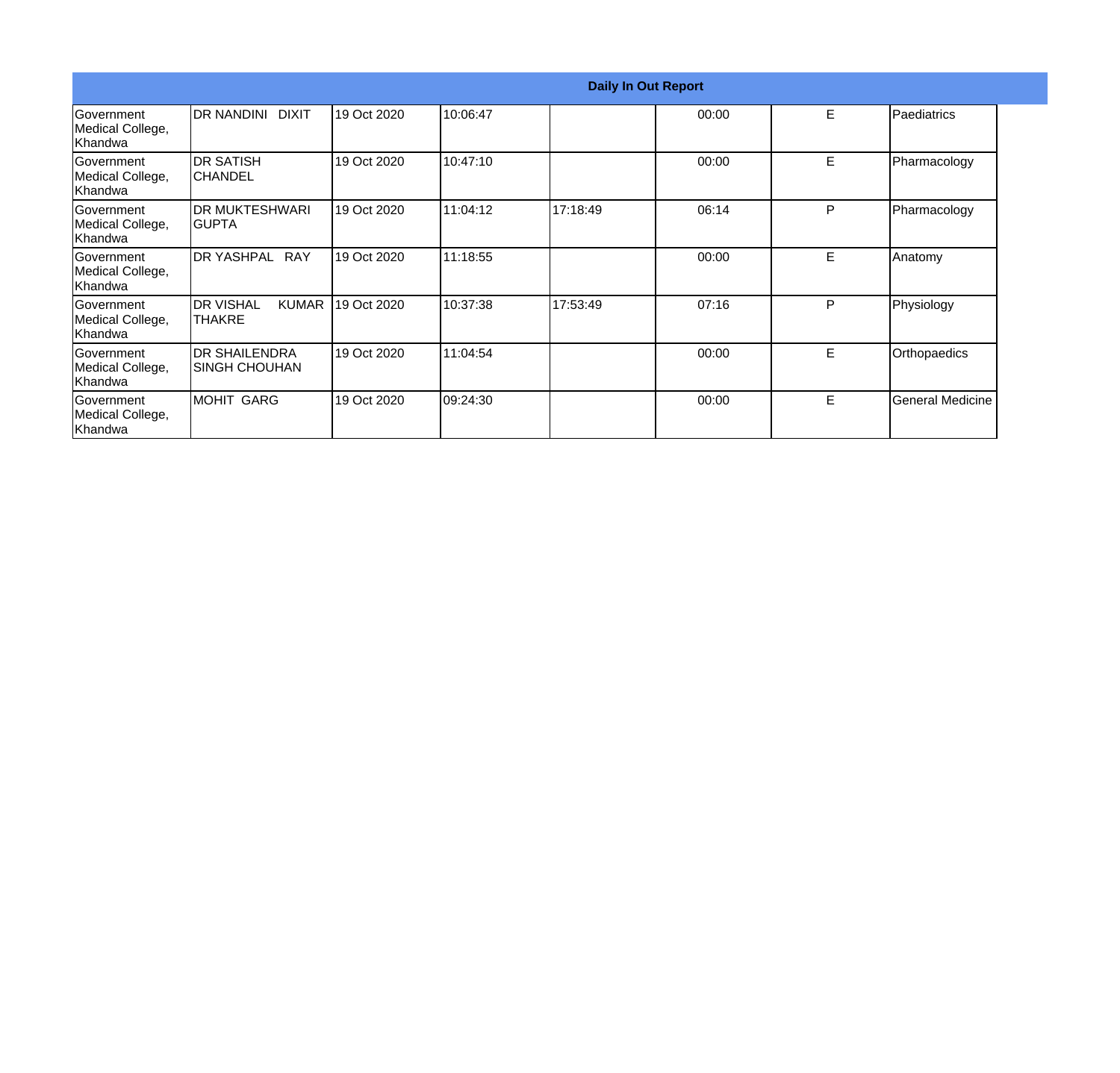| Daily In Out Report | | | | | | | |
|---|---|---|---|---|---|---|---|
| Government Medical College, Khandwa | DR NANDINI DIXIT | 19 Oct 2020 | 10:06:47 | | 00:00 | E | Paediatrics |
| Government Medical College, Khandwa | DR SATISH CHANDEL | 19 Oct 2020 | 10:47:10 | | 00:00 | E | Pharmacology |
| Government Medical College, Khandwa | DR MUKTESHWARI GUPTA | 19 Oct 2020 | 11:04:12 | 17:18:49 | 06:14 | P | Pharmacology |
| Government Medical College, Khandwa | DR YASHPAL RAY | 19 Oct 2020 | 11:18:55 | | 00:00 | E | Anatomy |
| Government Medical College, Khandwa | DR VISHAL KUMAR THAKRE | 19 Oct 2020 | 10:37:38 | 17:53:49 | 07:16 | P | Physiology |
| Government Medical College, Khandwa | DR SHAILENDRA SINGH CHOUHAN | 19 Oct 2020 | 11:04:54 | | 00:00 | E | Orthopaedics |
| Government Medical College, Khandwa | MOHIT GARG | 19 Oct 2020 | 09:24:30 | | 00:00 | E | General Medicine |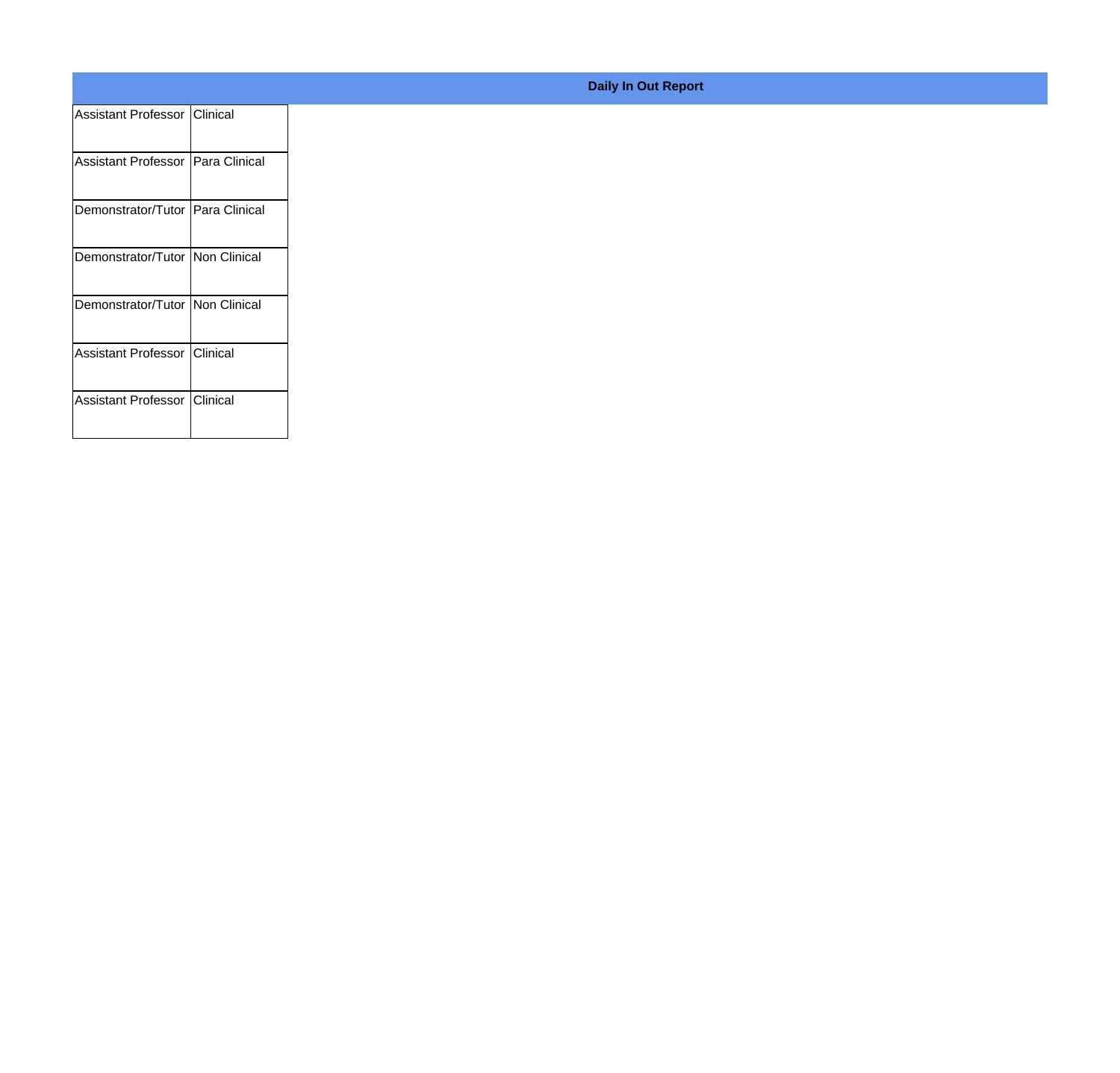**Daily In Out Report**

| | |
|---|---|
| Assistant Professor | Clinical |
| Assistant Professor | Para Clinical |
| Demonstrator/Tutor | Para Clinical |
| Demonstrator/Tutor | Non Clinical |
| Demonstrator/Tutor | Non Clinical |
| Assistant Professor | Clinical |
| Assistant Professor | Clinical |